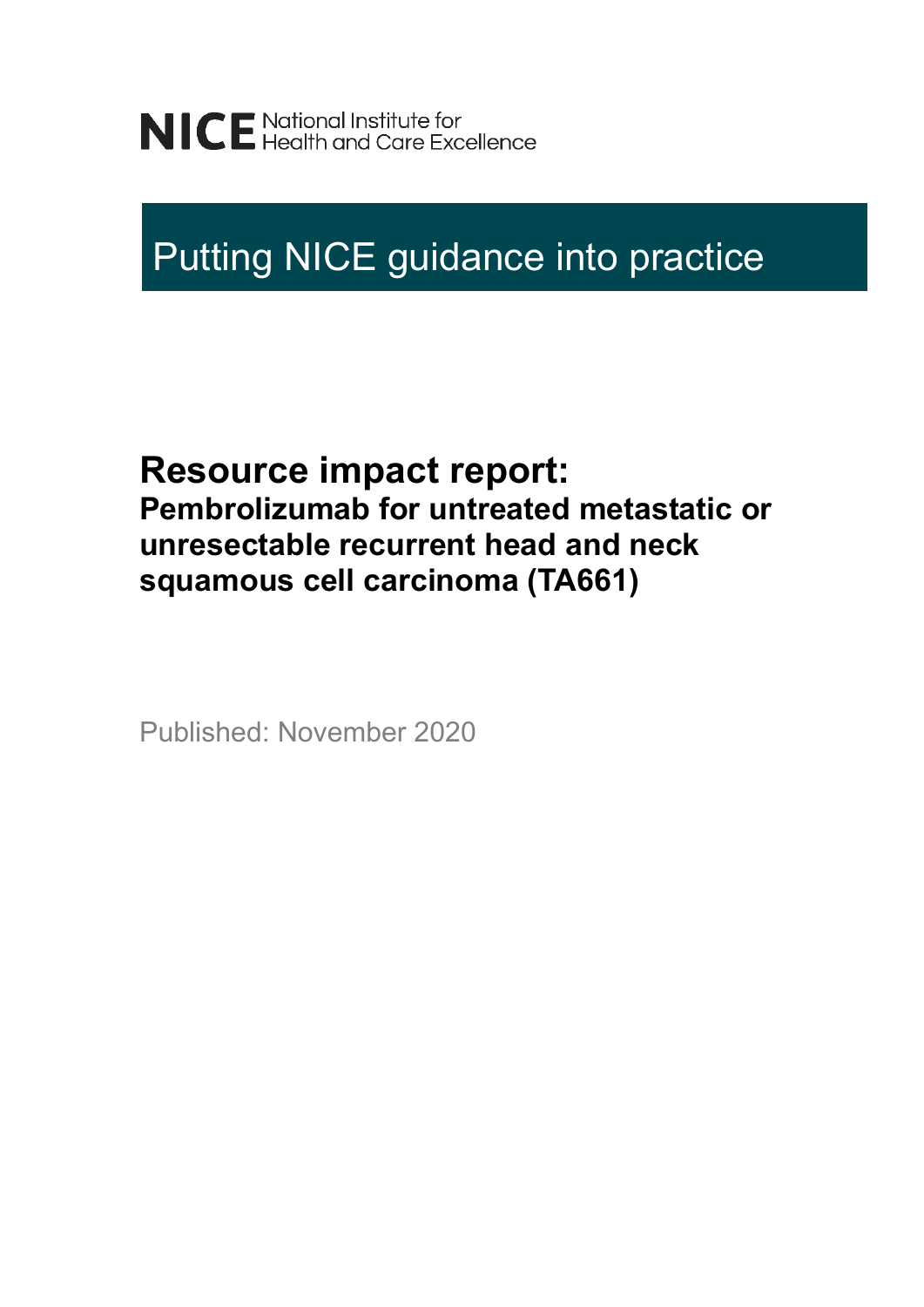NICE National Institute for Health and Care Excellence

# Putting NICE guidance into practice

## Resource impact report:

### Pembrolizumab for untreated metastatic or unresectable recurrent head and neck squamous cell carcinoma (TA661)

Published: November 2020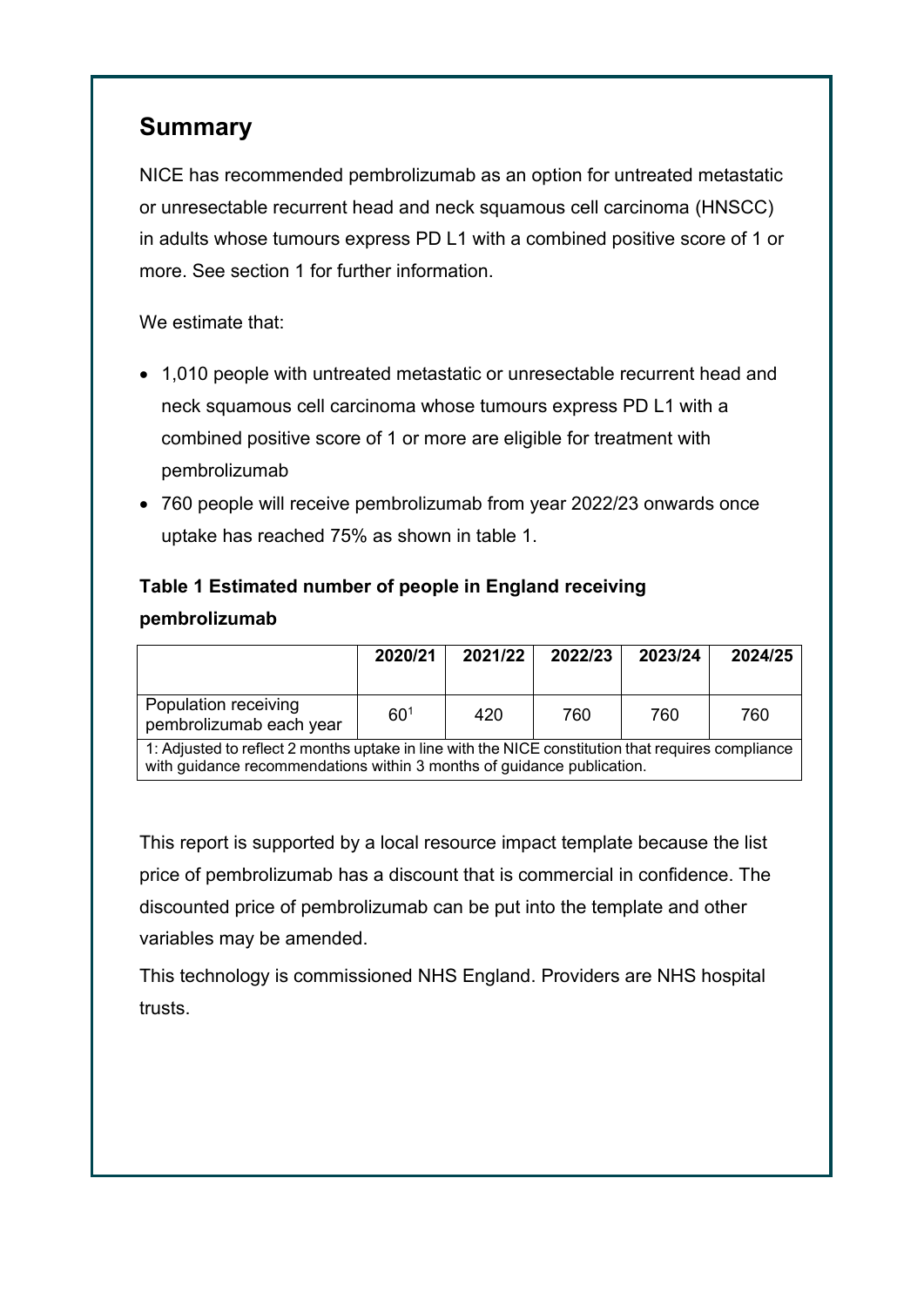## Summary

NICE has recommended pembrolizumab as an option for untreated metastatic or unresectable recurrent head and neck squamous cell carcinoma (HNSCC) in adults whose tumours express PD L1 with a combined positive score of 1 or more. See section 1 for further information.

We estimate that:

- 1,010 people with untreated metastatic or unresectable recurrent head and neck squamous cell carcinoma whose tumours express PD L1 with a combined positive score of 1 or more are eligible for treatment with pembrolizumab
- 760 people will receive pembrolizumab from year 2022/23 onwards once uptake has reached 75% as shown in table 1.

**Table 1 Estimated number of people in England receiving pembrolizumab**

| | 2020/21 | 2021/22 | 2022/23 | 2023/24 | 2024/25 |
|---|---|---|---|---|---|
| Population receiving pembrolizumab each year | 60[1] | 420 | 760 | 760 | 760 |

1: Adjusted to reflect 2 months uptake in line with the NICE constitution that requires compliance with guidance recommendations within 3 months of guidance publication.

This report is supported by a local resource impact template because the list price of pembrolizumab has a discount that is commercial in confidence. The discounted price of pembrolizumab can be put into the template and other variables may be amended.

This technology is commissioned NHS England. Providers are NHS hospital trusts.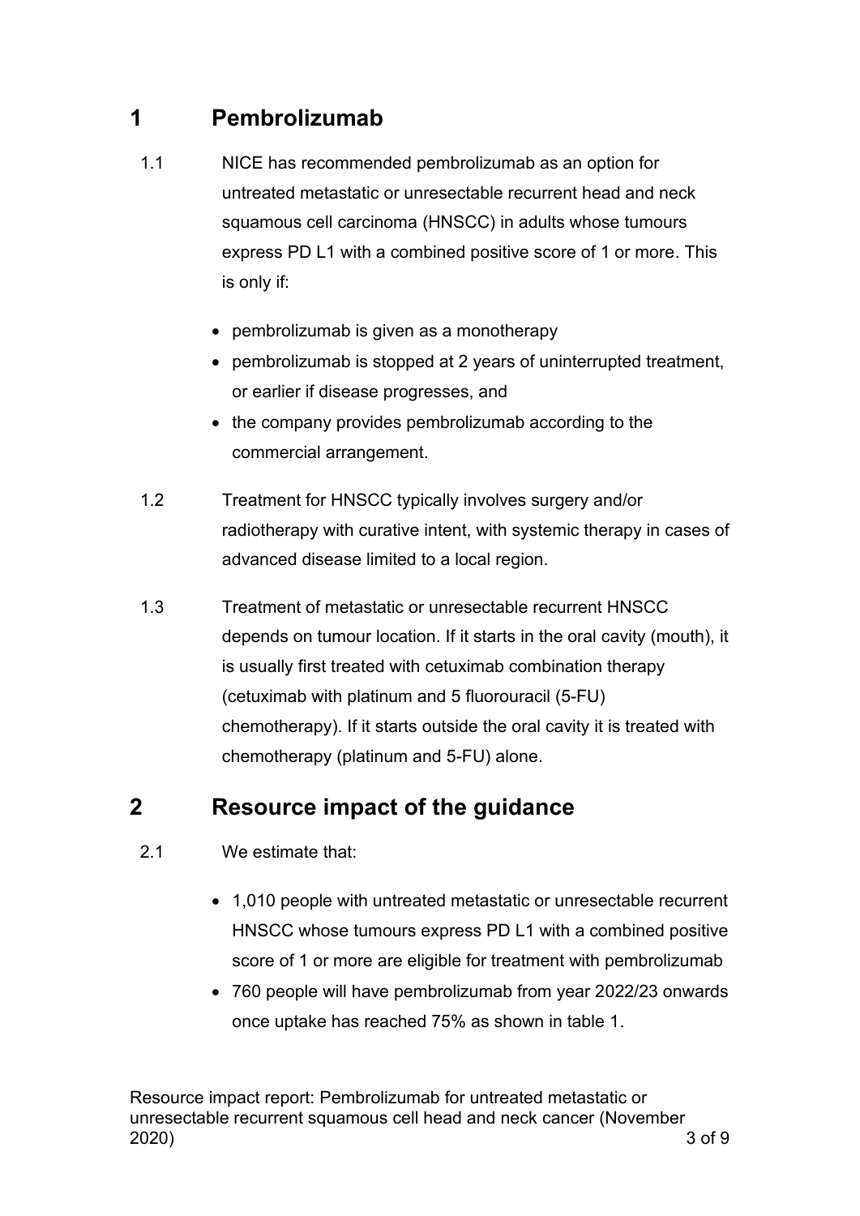# 1 Pembrolizumab

1.1 NICE has recommended pembrolizumab as an option for untreated metastatic or unresectable recurrent head and neck squamous cell carcinoma (HNSCC) in adults whose tumours express PD L1 with a combined positive score of 1 or more. This is only if:

- pembrolizumab is given as a monotherapy
- pembrolizumab is stopped at 2 years of uninterrupted treatment, or earlier if disease progresses, and
- the company provides pembrolizumab according to the commercial arrangement.

1.2 Treatment for HNSCC typically involves surgery and/or radiotherapy with curative intent, with systemic therapy in cases of advanced disease limited to a local region.

1.3 Treatment of metastatic or unresectable recurrent HNSCC depends on tumour location. If it starts in the oral cavity (mouth), it is usually first treated with cetuximab combination therapy (cetuximab with platinum and 5 fluorouracil (5-FU) chemotherapy). If it starts outside the oral cavity it is treated with chemotherapy (platinum and 5-FU) alone.

# 2 Resource impact of the guidance

2.1 We estimate that:

- 1,010 people with untreated metastatic or unresectable recurrent HNSCC whose tumours express PD L1 with a combined positive score of 1 or more are eligible for treatment with pembrolizumab
- 760 people will have pembrolizumab from year 2022/23 onwards once uptake has reached 75% as shown in table 1.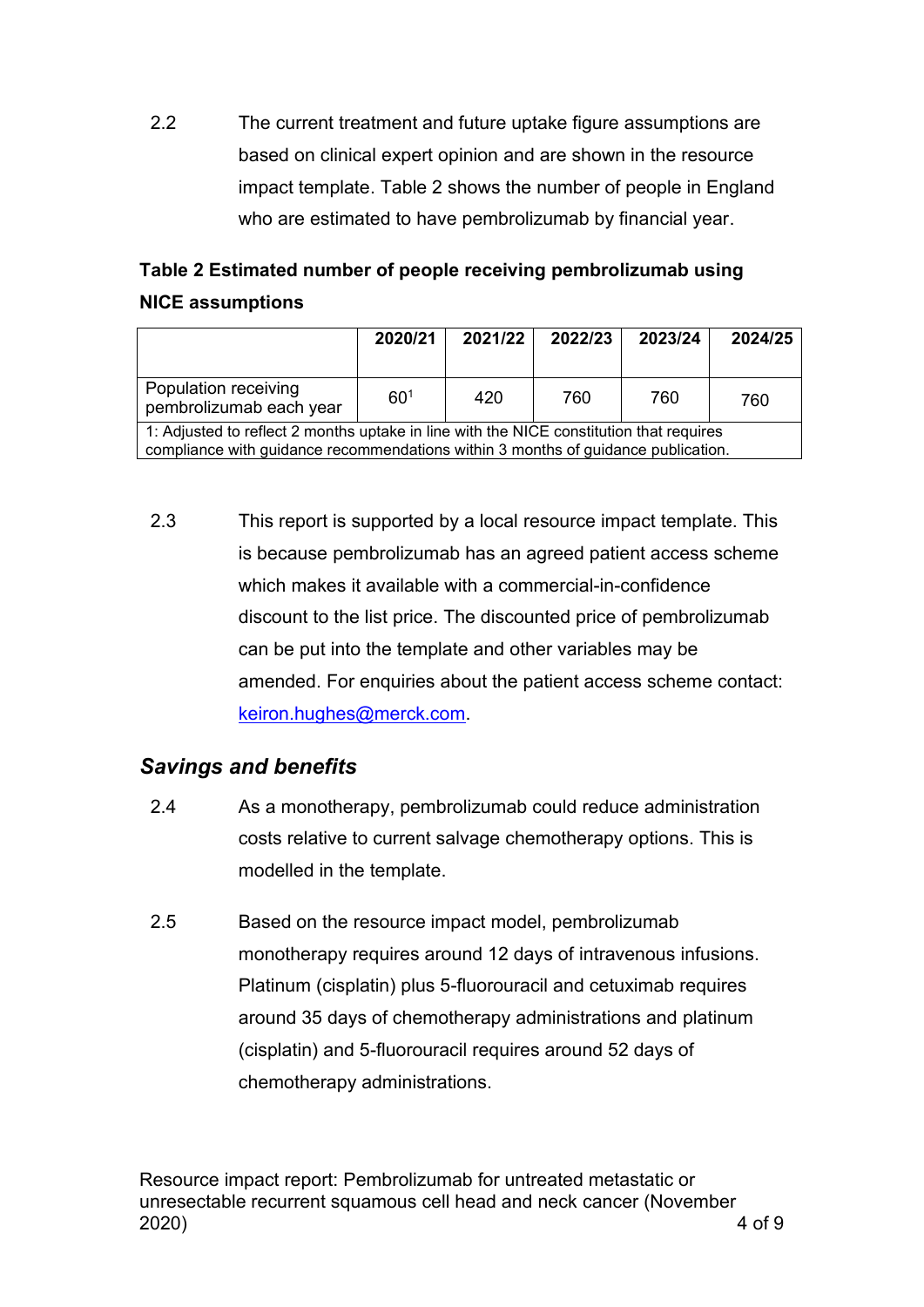2.2 The current treatment and future uptake figure assumptions are based on clinical expert opinion and are shown in the resource impact template. Table 2 shows the number of people in England who are estimated to have pembrolizumab by financial year.

**Table 2 Estimated number of people receiving pembrolizumab using NICE assumptions**

| | 2020/21 | 2021/22 | 2022/23 | 2023/24 | 2024/25 |
|---|---|---|---|---|---|
| Population receiving pembrolizumab each year | 60[1] | 420 | 760 | 760 | 760 |
| 1: Adjusted to reflect 2 months uptake in line with the NICE constitution that requires compliance with guidance recommendations within 3 months of guidance publication. | | | | | |

2.3 This report is supported by a local resource impact template. This is because pembrolizumab has an agreed patient access scheme which makes it available with a commercial-in-confidence discount to the list price. The discounted price of pembrolizumab can be put into the template and other variables may be amended. For enquiries about the patient access scheme contact: keiron.hughes@merck.com.

## *Savings and benefits*

2.4 As a monotherapy, pembrolizumab could reduce administration costs relative to current salvage chemotherapy options. This is modelled in the template.

2.5 Based on the resource impact model, pembrolizumab monotherapy requires around 12 days of intravenous infusions. Platinum (cisplatin) plus 5-fluorouracil and cetuximab requires around 35 days of chemotherapy administrations and platinum (cisplatin) and 5-fluorouracil requires around 52 days of chemotherapy administrations.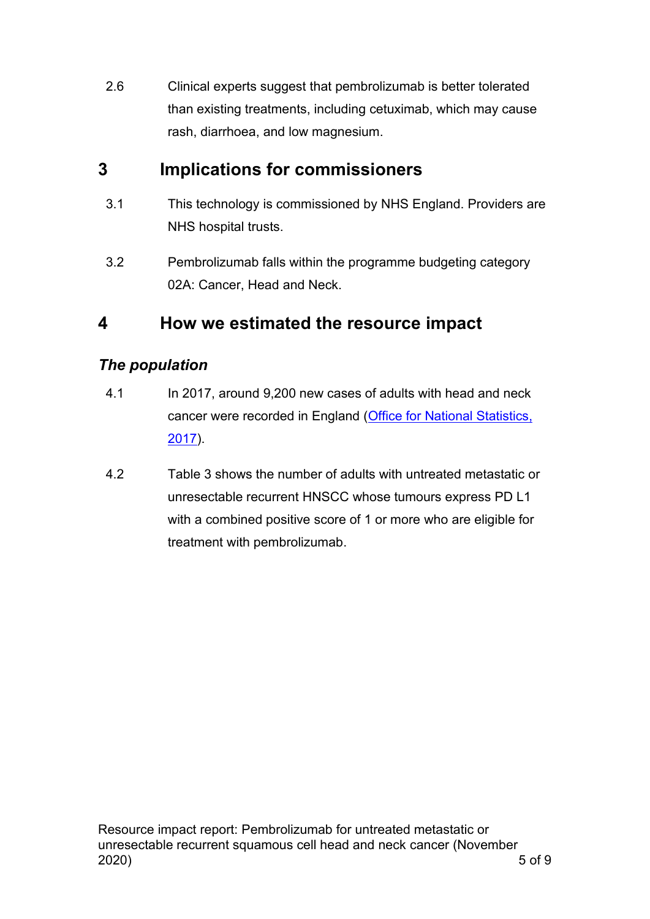2.6 Clinical experts suggest that pembrolizumab is better tolerated than existing treatments, including cetuximab, which may cause rash, diarrhoea, and low magnesium.

## 3 Implications for commissioners

3.1 This technology is commissioned by NHS England. Providers are NHS hospital trusts.

3.2 Pembrolizumab falls within the programme budgeting category 02A: Cancer, Head and Neck.

## 4 How we estimated the resource impact

### *The population*

4.1 In 2017, around 9,200 new cases of adults with head and neck cancer were recorded in England ([Office for National Statistics, 2017]()).

4.2 Table 3 shows the number of adults with untreated metastatic or unresectable recurrent HNSCC whose tumours express PD L1 with a combined positive score of 1 or more who are eligible for treatment with pembrolizumab.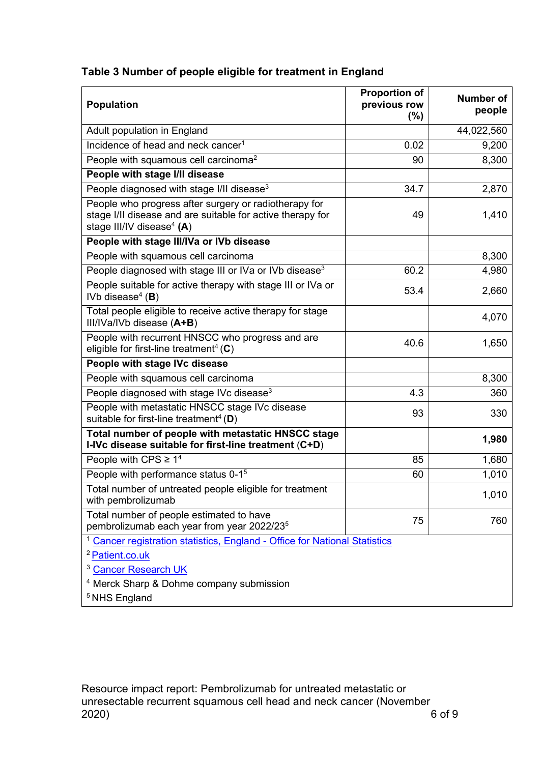**Table 3 Number of people eligible for treatment in England**

| Population | Proportion of previous row (%) | Number of people |
|---|---|---|
| Adult population in England | | 44,022,560 |
| Incidence of head and neck cancer[1] | 0.02 | 9,200 |
| People with squamous cell carcinoma[2] | 90 | 8,300 |
| **People with stage I/II disease** | | |
| People diagnosed with stage I/II disease[3] | 34.7 | 2,870 |
| People who progress after surgery or radiotherapy for stage I/II disease and are suitable for active therapy for stage III/IV disease[4] **(A)** | 49 | 1,410 |
| **People with stage III/IVa or IVb disease** | | |
| People with squamous cell carcinoma | | 8,300 |
| People diagnosed with stage III or IVa or IVb disease[3] | 60.2 | 4,980 |
| People suitable for active therapy with stage III or IVa or IVb disease[4] (**B**) | 53.4 | 2,660 |
| Total people eligible to receive active therapy for stage III/IVa/IVb disease (**A+B**) | | 4,070 |
| People with recurrent HNSCC who progress and are eligible for first-line treatment[4] (**C**) | 40.6 | 1,650 |
| **People with stage IVc disease** | | |
| People with squamous cell carcinoma | | 8,300 |
| People diagnosed with stage IVc disease[3] | 4.3 | 360 |
| People with metastatic HNSCC stage IVc disease suitable for first-line treatment[4] (**D**) | 93 | 330 |
| **Total number of people with metastatic HNSCC stage I-IVc disease suitable for first-line treatment (C+D)** | | **1,980** |
| People with CPS ≥ 1[4] | 85 | 1,680 |
| People with performance status 0-1[5] | 60 | 1,010 |
| Total number of untreated people eligible for treatment with pembrolizumab | | 1,010 |
| Total number of people estimated to have pembrolizumab each year from year 2022/23[5] | 75 | 760 |

[1] Cancer registration statistics, England - Office for National Statistics

[2] Patient.co.uk

[3] Cancer Research UK

[4] Merck Sharp & Dohme company submission

[5] NHS England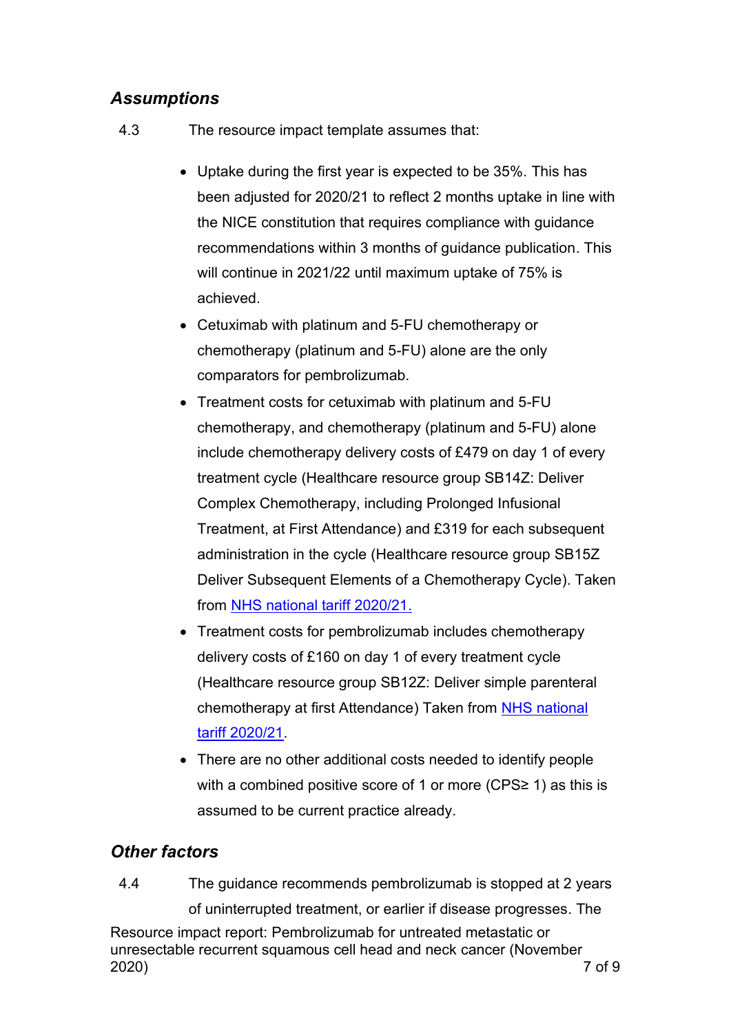### *Assumptions*

4.3 The resource impact template assumes that:

- Uptake during the first year is expected to be 35%. This has been adjusted for 2020/21 to reflect 2 months uptake in line with the NICE constitution that requires compliance with guidance recommendations within 3 months of guidance publication. This will continue in 2021/22 until maximum uptake of 75% is achieved.
- Cetuximab with platinum and 5-FU chemotherapy or chemotherapy (platinum and 5-FU) alone are the only comparators for pembrolizumab.
- Treatment costs for cetuximab with platinum and 5-FU chemotherapy, and chemotherapy (platinum and 5-FU) alone include chemotherapy delivery costs of £479 on day 1 of every treatment cycle (Healthcare resource group SB14Z: Deliver Complex Chemotherapy, including Prolonged Infusional Treatment, at First Attendance) and £319 for each subsequent administration in the cycle (Healthcare resource group SB15Z Deliver Subsequent Elements of a Chemotherapy Cycle). Taken from NHS national tariff 2020/21.
- Treatment costs for pembrolizumab includes chemotherapy delivery costs of £160 on day 1 of every treatment cycle (Healthcare resource group SB12Z: Deliver simple parenteral chemotherapy at first Attendance) Taken from NHS national tariff 2020/21.
- There are no other additional costs needed to identify people with a combined positive score of 1 or more (CPS≥ 1) as this is assumed to be current practice already.

### *Other factors*

4.4 The guidance recommends pembrolizumab is stopped at 2 years of uninterrupted treatment, or earlier if disease progresses. The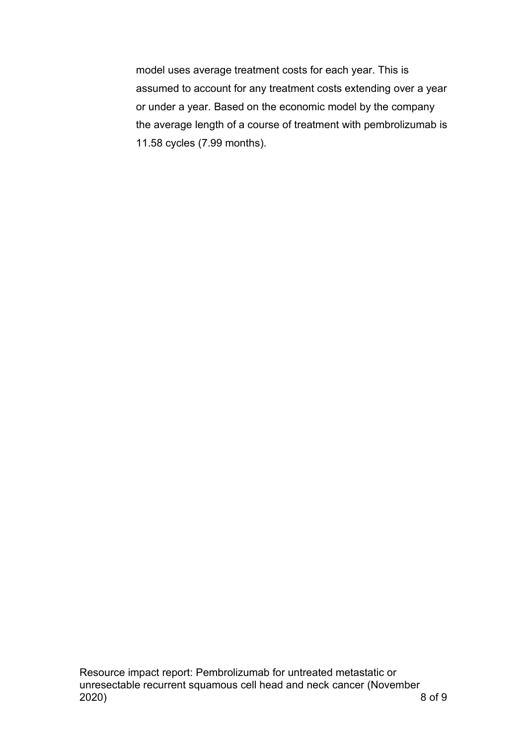model uses average treatment costs for each year. This is assumed to account for any treatment costs extending over a year or under a year. Based on the economic model by the company the average length of a course of treatment with pembrolizumab is 11.58 cycles (7.99 months).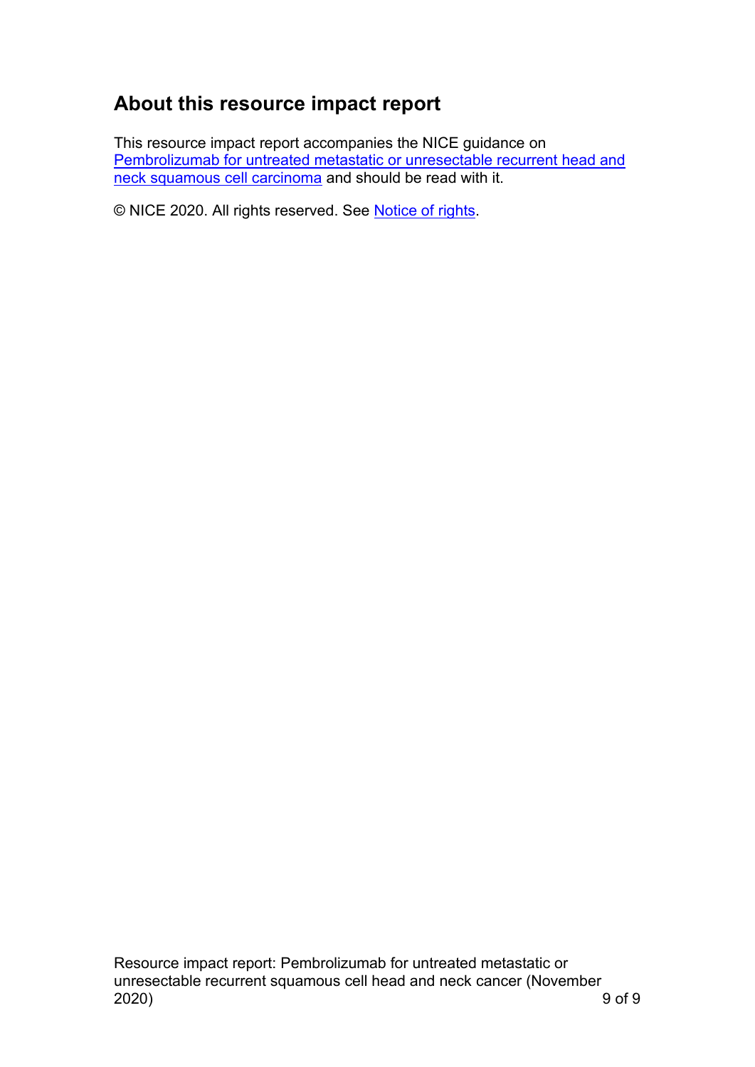## About this resource impact report

This resource impact report accompanies the NICE guidance on [Pembrolizumab for untreated metastatic or unresectable recurrent head and neck squamous cell carcinoma] and should be read with it.

© NICE 2020. All rights reserved. See [Notice of rights].